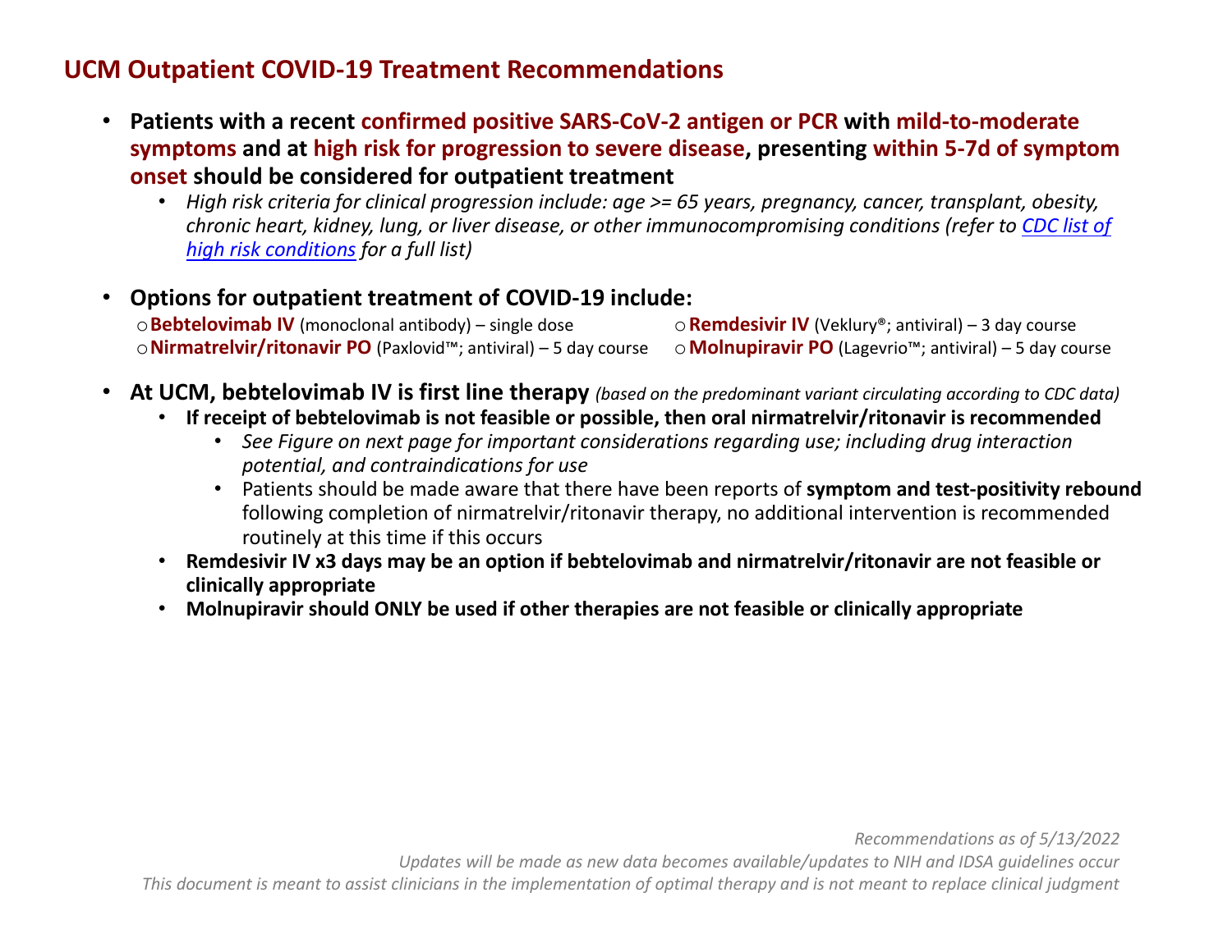## UCM Outpatient COVID-19 Treatment Recommendations

- **Patients with a recent confirmed positive SARS-CoV-2 antigen or PCR with mild-to-moderate symptoms and at high risk for progression to severe disease, presenting within 5-7d of symptom onset should be considered for outpatient treatment**
  - *High risk criteria for clinical progression include: age >= 65 years, pregnancy, cancer, transplant, obesity, chronic heart, kidney, lung, or liver disease, or other immunocompromising conditions (refer to [CDC list of high risk conditions] for a full list)*

- **Options for outpatient treatment of COVID-19 include:**
  - **Bebtelovimab IV** (monoclonal antibody) – single dose
  - **Nirmatrelvir/ritonavir PO** (Paxlovid™; antiviral) – 5 day course
  - **Remdesivir IV** (Veklury®; antiviral) – 3 day course
  - **Molnupiravir PO** (Lagevrio™; antiviral) – 5 day course

- **At UCM, bebtelovimab IV is first line therapy** *(based on the predominant variant circulating according to CDC data)*
  - **If receipt of bebtelovimab is not feasible or possible, then oral nirmatrelvir/ritonavir is recommended**
    - *See Figure on next page for important considerations regarding use; including drug interaction potential, and contraindications for use*
    - Patients should be made aware that there have been reports of **symptom and test-positivity rebound** following completion of nirmatrelvir/ritonavir therapy, no additional intervention is recommended routinely at this time if this occurs
  - **Remdesivir IV x3 days may be an option if bebtelovimab and nirmatrelvir/ritonavir are not feasible or clinically appropriate**
  - **Molnupiravir should ONLY be used if other therapies are not feasible or clinically appropriate**

*Recommendations as of 5/13/2022*
*Updates will be made as new data becomes available/updates to NIH and IDSA guidelines occur*
*This document is meant to assist clinicians in the implementation of optimal therapy and is not meant to replace clinical judgment*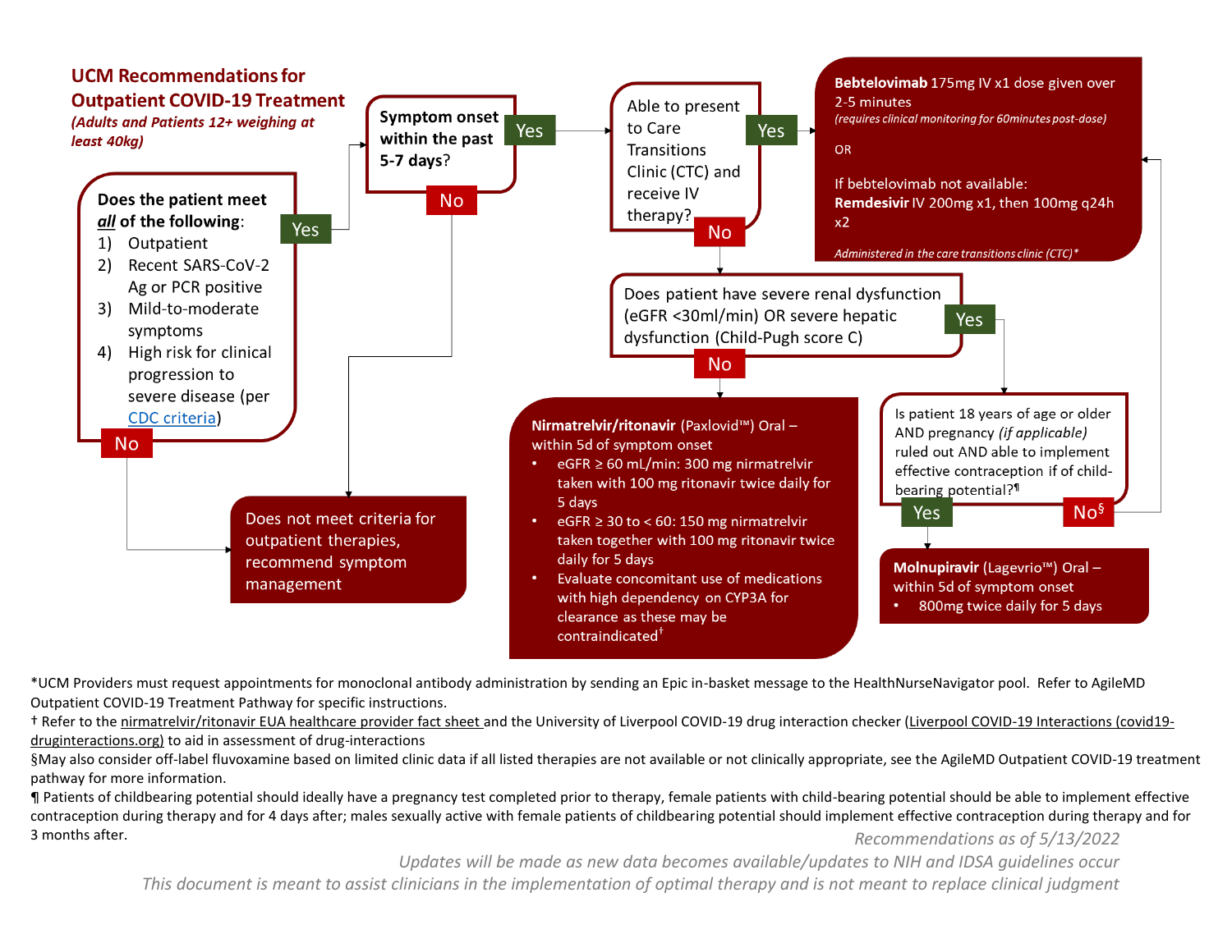## UCM Recommendations for Outpatient COVID-19 Treatment

*(Adults and Patients 12+ weighing at least 40kg)*

**Does the patient meet *all* of the following:**

1) Outpatient
2) Recent SARS-CoV-2 Ag or PCR positive
3) Mild-to-moderate symptoms
4) High risk for clinical progression to severe disease (per CDC criteria)

- **Yes** → **Symptom onset within the past 5-7 days?**
- **No** → Does not meet criteria for outpatient therapies, recommend symptom management

**Symptom onset within the past 5-7 days?**

- **Yes** → Able to present to Care Transitions Clinic (CTC) and receive IV therapy?
- **No** → Does not meet criteria for outpatient therapies, recommend symptom management

**Able to present to Care Transitions Clinic (CTC) and receive IV therapy?**

- **Yes** → **Bebtelovimab** 175mg IV x1 dose given over 2-5 minutes *(requires clinical monitoring for 60minutes post-dose)*

  OR

  If bebtelovimab not available: **Remdesivir** IV 200mg x1, then 100mg q24h x2

  *Administered in the care transitions clinic (CTC)**
- **No** → Does patient have severe renal dysfunction (eGFR <30ml/min) OR severe hepatic dysfunction (Child-Pugh score C)

**Does patient have severe renal dysfunction (eGFR <30ml/min) OR severe hepatic dysfunction (Child-Pugh score C)**

- **Yes** → Is patient 18 years of age or older AND pregnancy *(if applicable)* ruled out AND able to implement effective contraception if of child-bearing potential?¶
- **No** → **Nirmatrelvir/ritonavir** (Paxlovid™) Oral – within 5d of symptom onset
  - eGFR ≥ 60 mL/min: 300 mg nirmatrelvir taken with 100 mg ritonavir twice daily for 5 days
  - eGFR ≥ 30 to < 60: 150 mg nirmatrelvir taken together with 100 mg ritonavir twice daily for 5 days
  - Evaluate concomitant use of medications with high dependency on CYP3A for clearance as these may be contraindicated†

**Is patient 18 years of age or older AND pregnancy *(if applicable)* ruled out AND able to implement effective contraception if of child-bearing potential?¶**

- **Yes** → **Molnupiravir** (Lagevrio™) Oral – within 5d of symptom onset
  - 800mg twice daily for 5 days
- **No§** → Bebtelovimab / Remdesivir (see above)

*UCM Providers must request appointments for monoclonal antibody administration by sending an Epic in-basket message to the HealthNurseNavigator pool. Refer to AgileMD Outpatient COVID-19 Treatment Pathway for specific instructions.

† Refer to the nirmatrelvir/ritonavir EUA healthcare provider fact sheet and the University of Liverpool COVID-19 drug interaction checker (Liverpool COVID-19 Interactions (covid19-druginteractions.org)) to aid in assessment of drug-interactions

§May also consider off-label fluvoxamine based on limited clinic data if all listed therapies are not available or not clinically appropriate, see the AgileMD Outpatient COVID-19 treatment pathway for more information.

¶ Patients of childbearing potential should ideally have a pregnancy test completed prior to therapy, female patients with child-bearing potential should be able to implement effective contraception during therapy and for 4 days after; males sexually active with female patients of childbearing potential should implement effective contraception during therapy and for 3 months after.

*Recommendations as of 5/13/2022*

*Updates will be made as new data becomes available/updates to NIH and IDSA guidelines occur*

*This document is meant to assist clinicians in the implementation of optimal therapy and is not meant to replace clinical judgment*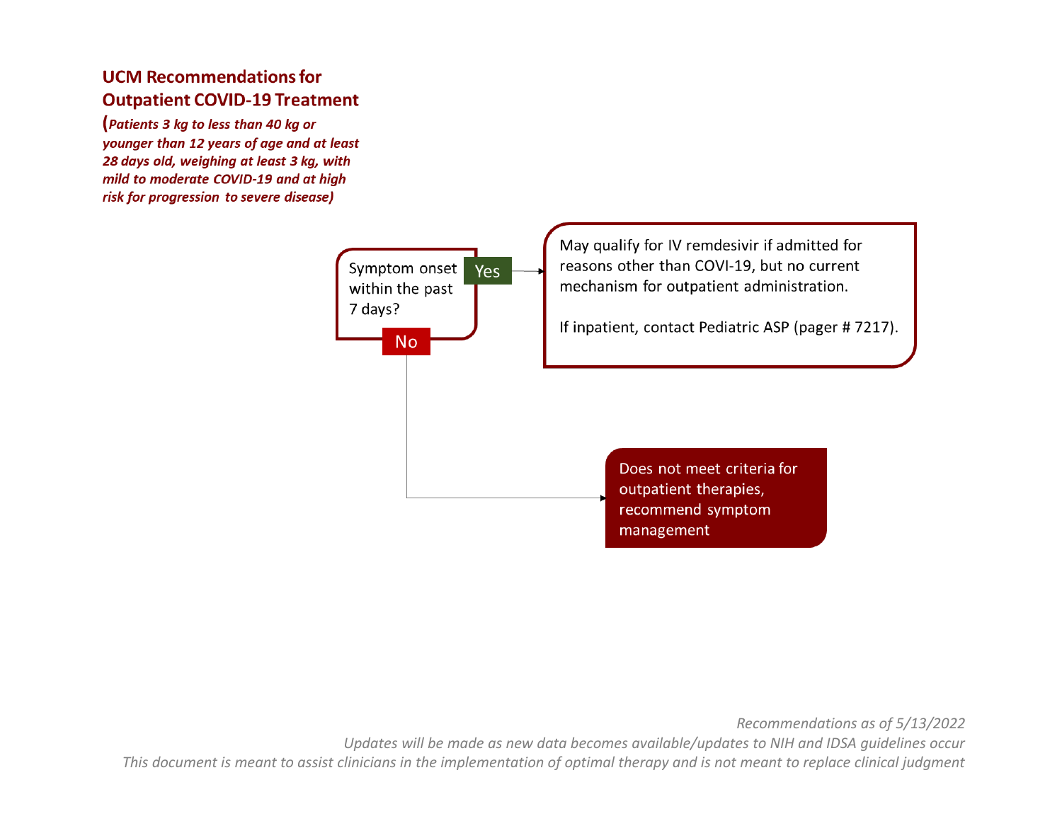## UCM Recommendations for Outpatient COVID-19 Treatment

***(Patients 3 kg to less than 40 kg or younger than 12 years of age and at least 28 days old, weighing at least 3 kg, with mild to moderate COVID-19 and at high risk for progression to severe disease)***

**Symptom onset within the past 7 days?**

- **Yes** → May qualify for IV remdesivir if admitted for reasons other than COVI-19, but no current mechanism for outpatient administration.

  If inpatient, contact Pediatric ASP (pager # 7217).

- **No** → Does not meet criteria for outpatient therapies, recommend symptom management

*Recommendations as of 5/13/2022*

*Updates will be made as new data becomes available/updates to NIH and IDSA guidelines occur*

*This document is meant to assist clinicians in the implementation of optimal therapy and is not meant to replace clinical judgment*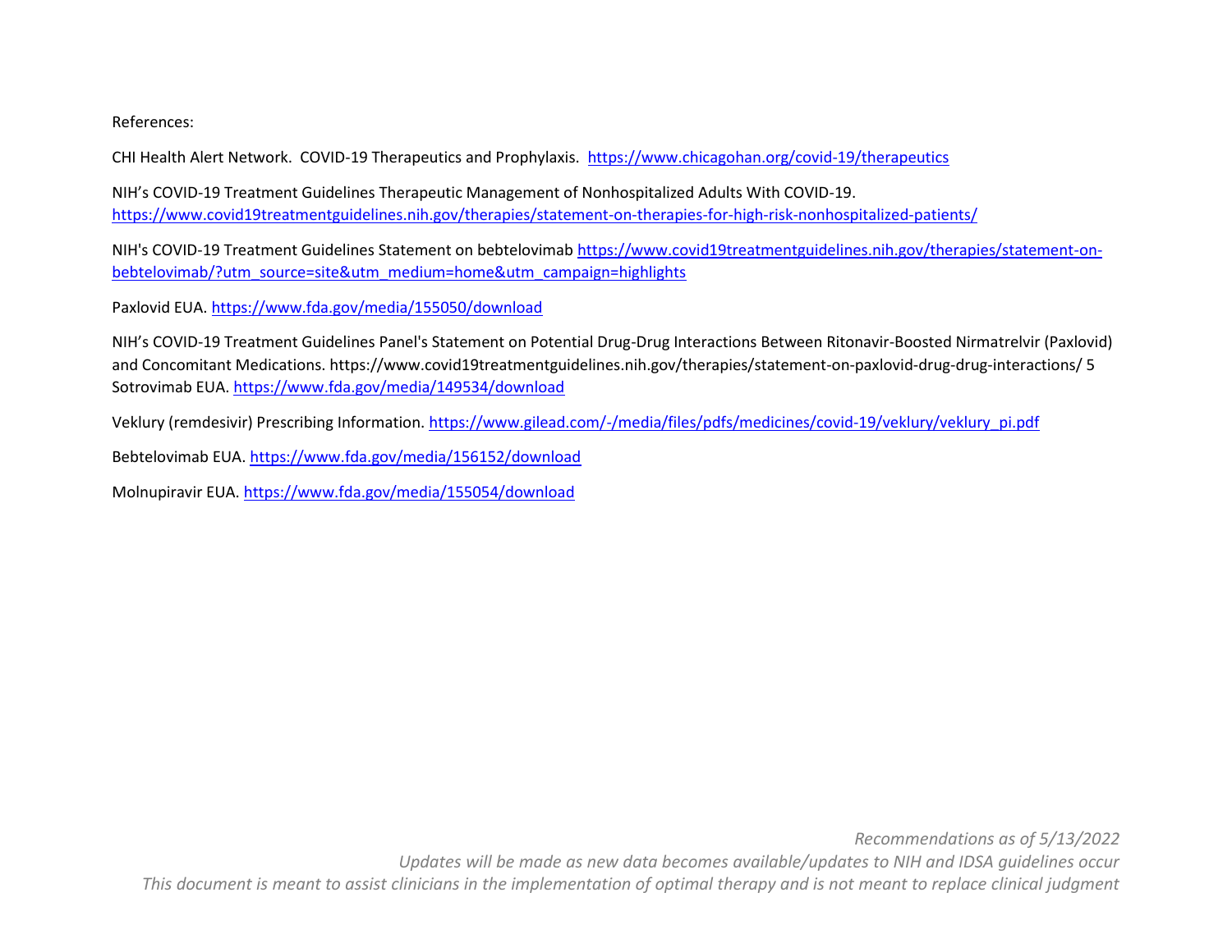References:

CHI Health Alert Network. COVID-19 Therapeutics and Prophylaxis. https://www.chicagohan.org/covid-19/therapeutics

NIH's COVID-19 Treatment Guidelines Therapeutic Management of Nonhospitalized Adults With COVID-19. https://www.covid19treatmentguidelines.nih.gov/therapies/statement-on-therapies-for-high-risk-nonhospitalized-patients/

NIH's COVID-19 Treatment Guidelines Statement on bebtelovimab https://www.covid19treatmentguidelines.nih.gov/therapies/statement-on-bebtelovimab/?utm_source=site&utm_medium=home&utm_campaign=highlights

Paxlovid EUA. https://www.fda.gov/media/155050/download

NIH's COVID-19 Treatment Guidelines Panel's Statement on Potential Drug-Drug Interactions Between Ritonavir-Boosted Nirmatrelvir (Paxlovid) and Concomitant Medications. https://www.covid19treatmentguidelines.nih.gov/therapies/statement-on-paxlovid-drug-drug-interactions/ 5 Sotrovimab EUA. https://www.fda.gov/media/149534/download

Veklury (remdesivir) Prescribing Information. https://www.gilead.com/-/media/files/pdfs/medicines/covid-19/veklury/veklury_pi.pdf

Bebtelovimab EUA. https://www.fda.gov/media/156152/download

Molnupiravir EUA. https://www.fda.gov/media/155054/download

*Recommendations as of 5/13/2022*

*Updates will be made as new data becomes available/updates to NIH and IDSA guidelines occur*

*This document is meant to assist clinicians in the implementation of optimal therapy and is not meant to replace clinical judgment*